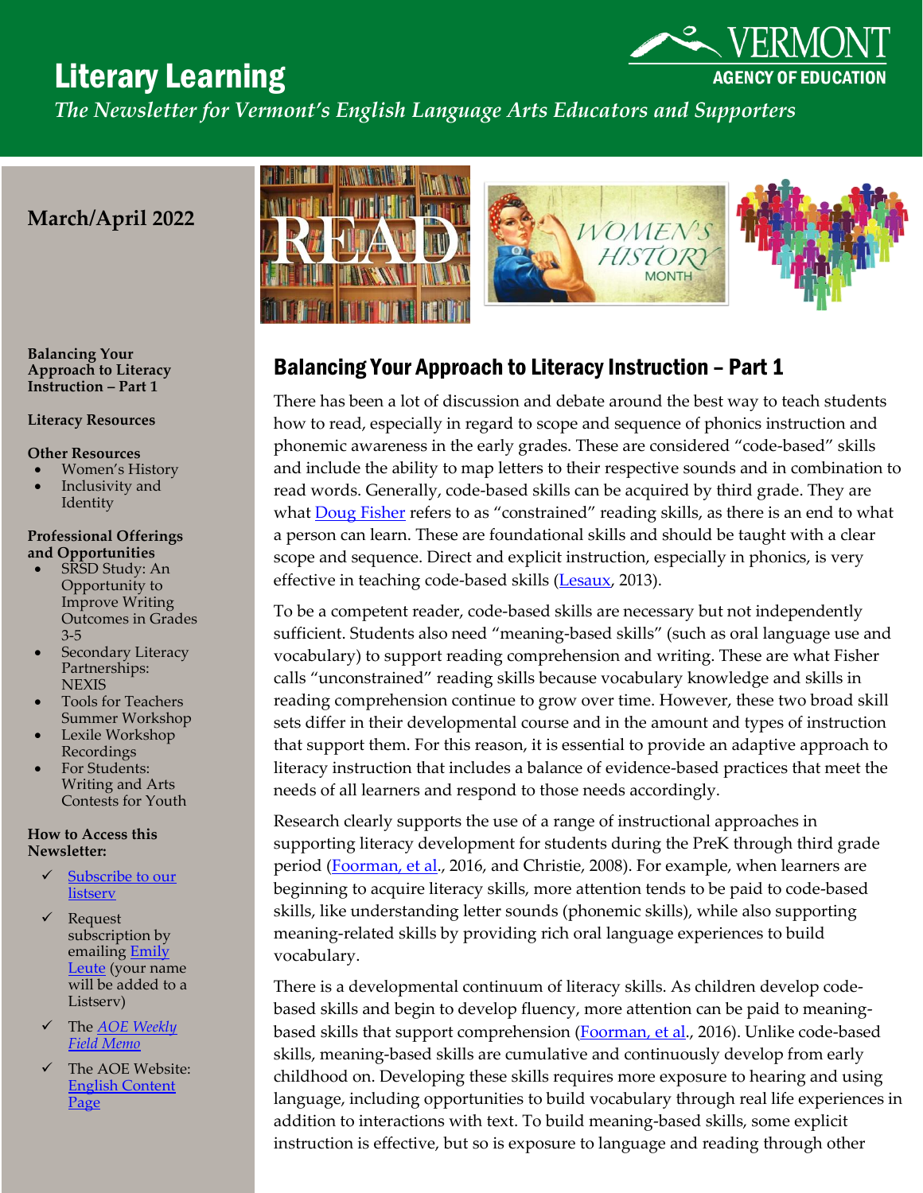# Literary Learning

*The Newsletter for Vermont's English Language Arts Educators and Supporters*

VERMONT AGENCY OF EDUCATION

## March/April 2022

**Balancing Your Approach to Literacy Instruction – Part 1**

**Literacy Resources**

**Other Resources**

- Women's History
- Inclusivity and Identity

**Professional Offerings and Opportunities**

- SRSD Study: An Opportunity to Improve Writing Outcomes in Grades 3-5
- Secondary Literacy Partnerships: NEXIS
- Tools for Teachers Summer Workshop
- Lexile Workshop Recordings
- For Students: Writing and Arts Contests for Youth

**How to Access this Newsletter:**

- ✓ Subscribe to our listserv
- ✓ Request subscription by emailing Emily Leute (your name will be added to a Listserv)
- ✓ The *AOE Weekly Field Memo*
- ✓ The AOE Website: English Content Page

## Balancing Your Approach to Literacy Instruction – Part 1

There has been a lot of discussion and debate around the best way to teach students how to read, especially in regard to scope and sequence of phonics instruction and phonemic awareness in the early grades. These are considered "code-based" skills and include the ability to map letters to their respective sounds and in combination to read words. Generally, code-based skills can be acquired by third grade. They are what Doug Fisher refers to as "constrained" reading skills, as there is an end to what a person can learn. These are foundational skills and should be taught with a clear scope and sequence. Direct and explicit instruction, especially in phonics, is very effective in teaching code-based skills (Lesaux, 2013).

To be a competent reader, code-based skills are necessary but not independently sufficient. Students also need "meaning-based skills" (such as oral language use and vocabulary) to support reading comprehension and writing. These are what Fisher calls "unconstrained" reading skills because vocabulary knowledge and skills in reading comprehension continue to grow over time. However, these two broad skill sets differ in their developmental course and in the amount and types of instruction that support them. For this reason, it is essential to provide an adaptive approach to literacy instruction that includes a balance of evidence-based practices that meet the needs of all learners and respond to those needs accordingly.

Research clearly supports the use of a range of instructional approaches in supporting literacy development for students during the PreK through third grade period (Foorman, et al., 2016, and Christie, 2008). For example, when learners are beginning to acquire literacy skills, more attention tends to be paid to code-based skills, like understanding letter sounds (phonemic skills), while also supporting meaning-related skills by providing rich oral language experiences to build vocabulary.

There is a developmental continuum of literacy skills. As children develop code-based skills and begin to develop fluency, more attention can be paid to meaning-based skills that support comprehension (Foorman, et al., 2016). Unlike code-based skills, meaning-based skills are cumulative and continuously develop from early childhood on. Developing these skills requires more exposure to hearing and using language, including opportunities to build vocabulary through real life experiences in addition to interactions with text. To build meaning-based skills, some explicit instruction is effective, but so is exposure to language and reading through other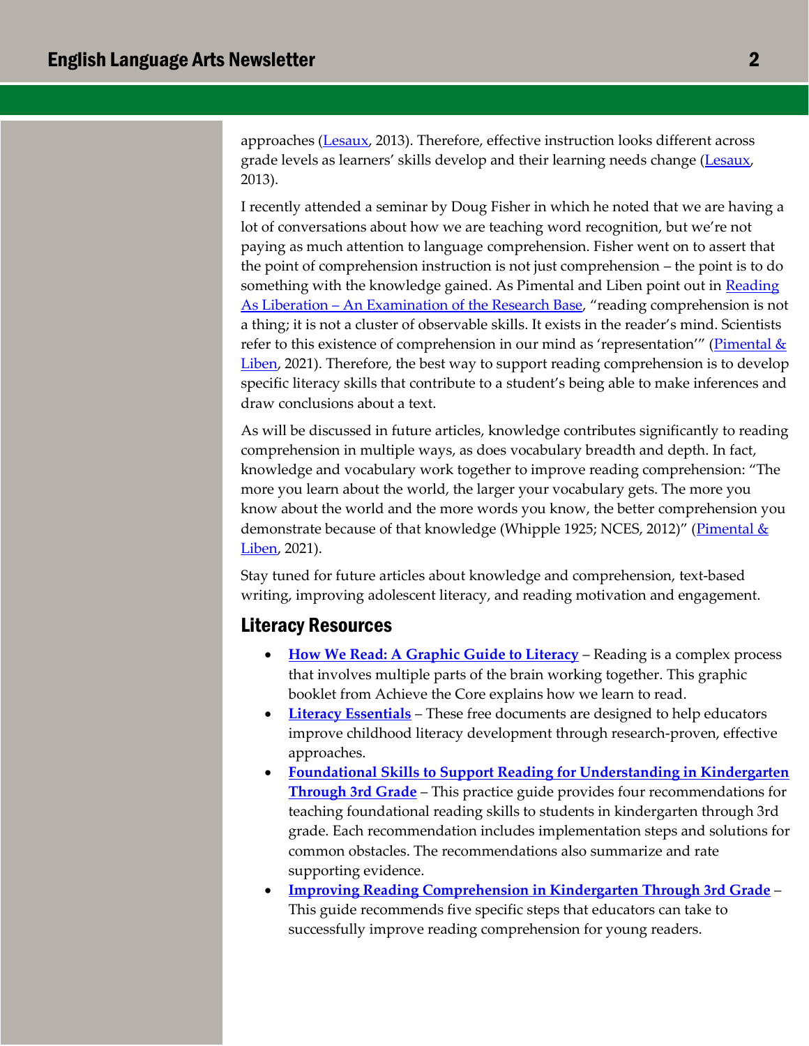approaches (Lesaux, 2013). Therefore, effective instruction looks different across grade levels as learners' skills develop and their learning needs change (Lesaux, 2013).

I recently attended a seminar by Doug Fisher in which he noted that we are having a lot of conversations about how we are teaching word recognition, but we're not paying as much attention to language comprehension. Fisher went on to assert that the point of comprehension instruction is not just comprehension – the point is to do something with the knowledge gained. As Pimental and Liben point out in Reading As Liberation – An Examination of the Research Base, "reading comprehension is not a thing; it is not a cluster of observable skills. It exists in the reader's mind. Scientists refer to this existence of comprehension in our mind as 'representation'" (Pimental & Liben, 2021). Therefore, the best way to support reading comprehension is to develop specific literacy skills that contribute to a student's being able to make inferences and draw conclusions about a text.

As will be discussed in future articles, knowledge contributes significantly to reading comprehension in multiple ways, as does vocabulary breadth and depth. In fact, knowledge and vocabulary work together to improve reading comprehension: "The more you learn about the world, the larger your vocabulary gets. The more you know about the world and the more words you know, the better comprehension you demonstrate because of that knowledge (Whipple 1925; NCES, 2012)" (Pimental & Liben, 2021).

Stay tuned for future articles about knowledge and comprehension, text-based writing, improving adolescent literacy, and reading motivation and engagement.

## Literacy Resources

- **How We Read: A Graphic Guide to Literacy** – Reading is a complex process that involves multiple parts of the brain working together. This graphic booklet from Achieve the Core explains how we learn to read.
- **Literacy Essentials** – These free documents are designed to help educators improve childhood literacy development through research-proven, effective approaches.
- **Foundational Skills to Support Reading for Understanding in Kindergarten Through 3rd Grade** – This practice guide provides four recommendations for teaching foundational reading skills to students in kindergarten through 3rd grade. Each recommendation includes implementation steps and solutions for common obstacles. The recommendations also summarize and rate supporting evidence.
- **Improving Reading Comprehension in Kindergarten Through 3rd Grade** – This guide recommends five specific steps that educators can take to successfully improve reading comprehension for young readers.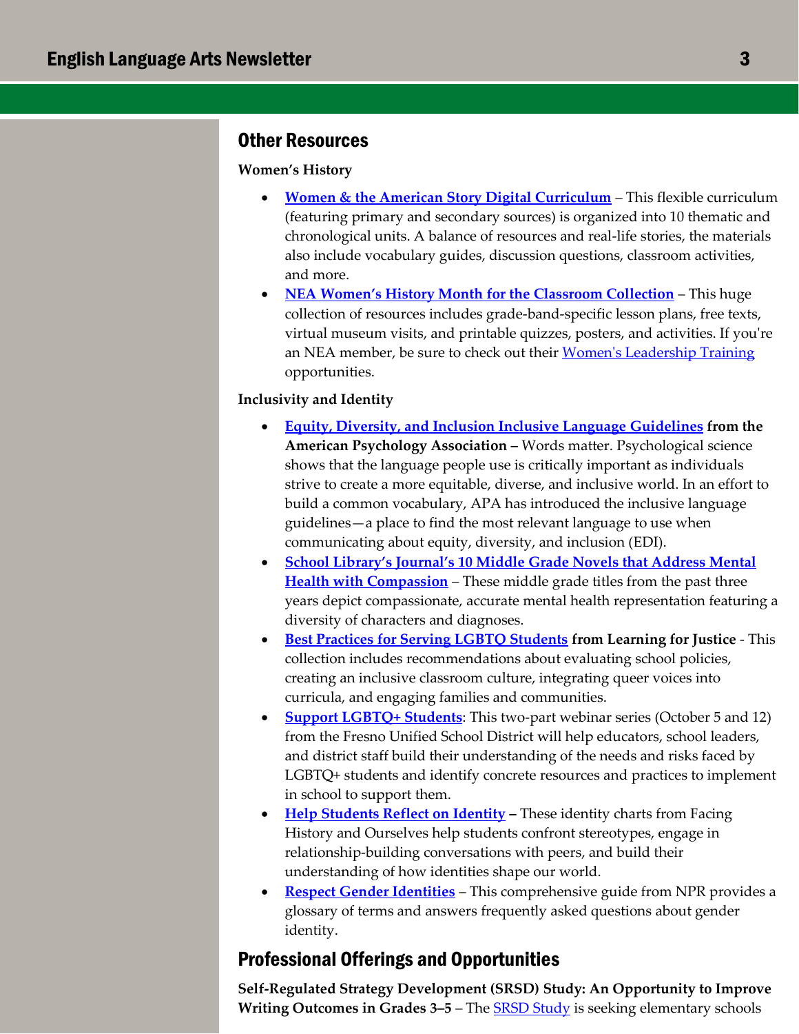## Other Resources

**Women's History**

- **Women & the American Story Digital Curriculum** – This flexible curriculum (featuring primary and secondary sources) is organized into 10 thematic and chronological units. A balance of resources and real-life stories, the materials also include vocabulary guides, discussion questions, classroom activities, and more.
- **NEA Women's History Month for the Classroom Collection** – This huge collection of resources includes grade-band-specific lesson plans, free texts, virtual museum visits, and printable quizzes, posters, and activities. If you're an NEA member, be sure to check out their Women's Leadership Training opportunities.

**Inclusivity and Identity**

- **Equity, Diversity, and Inclusion Inclusive Language Guidelines from the American Psychology Association –** Words matter. Psychological science shows that the language people use is critically important as individuals strive to create a more equitable, diverse, and inclusive world. In an effort to build a common vocabulary, APA has introduced the inclusive language guidelines—a place to find the most relevant language to use when communicating about equity, diversity, and inclusion (EDI).
- **School Library's Journal's 10 Middle Grade Novels that Address Mental Health with Compassion** – These middle grade titles from the past three years depict compassionate, accurate mental health representation featuring a diversity of characters and diagnoses.
- **Best Practices for Serving LGBTQ Students from Learning for Justice** - This collection includes recommendations about evaluating school policies, creating an inclusive classroom culture, integrating queer voices into curricula, and engaging families and communities.
- **Support LGBTQ+ Students**: This two-part webinar series (October 5 and 12) from the Fresno Unified School District will help educators, school leaders, and district staff build their understanding of the needs and risks faced by LGBTQ+ students and identify concrete resources and practices to implement in school to support them.
- **Help Students Reflect on Identity –** These identity charts from Facing History and Ourselves help students confront stereotypes, engage in relationship-building conversations with peers, and build their understanding of how identities shape our world.
- **Respect Gender Identities** – This comprehensive guide from NPR provides a glossary of terms and answers frequently asked questions about gender identity.

## Professional Offerings and Opportunities

**Self-Regulated Strategy Development (SRSD) Study: An Opportunity to Improve Writing Outcomes in Grades 3–5** – The SRSD Study is seeking elementary schools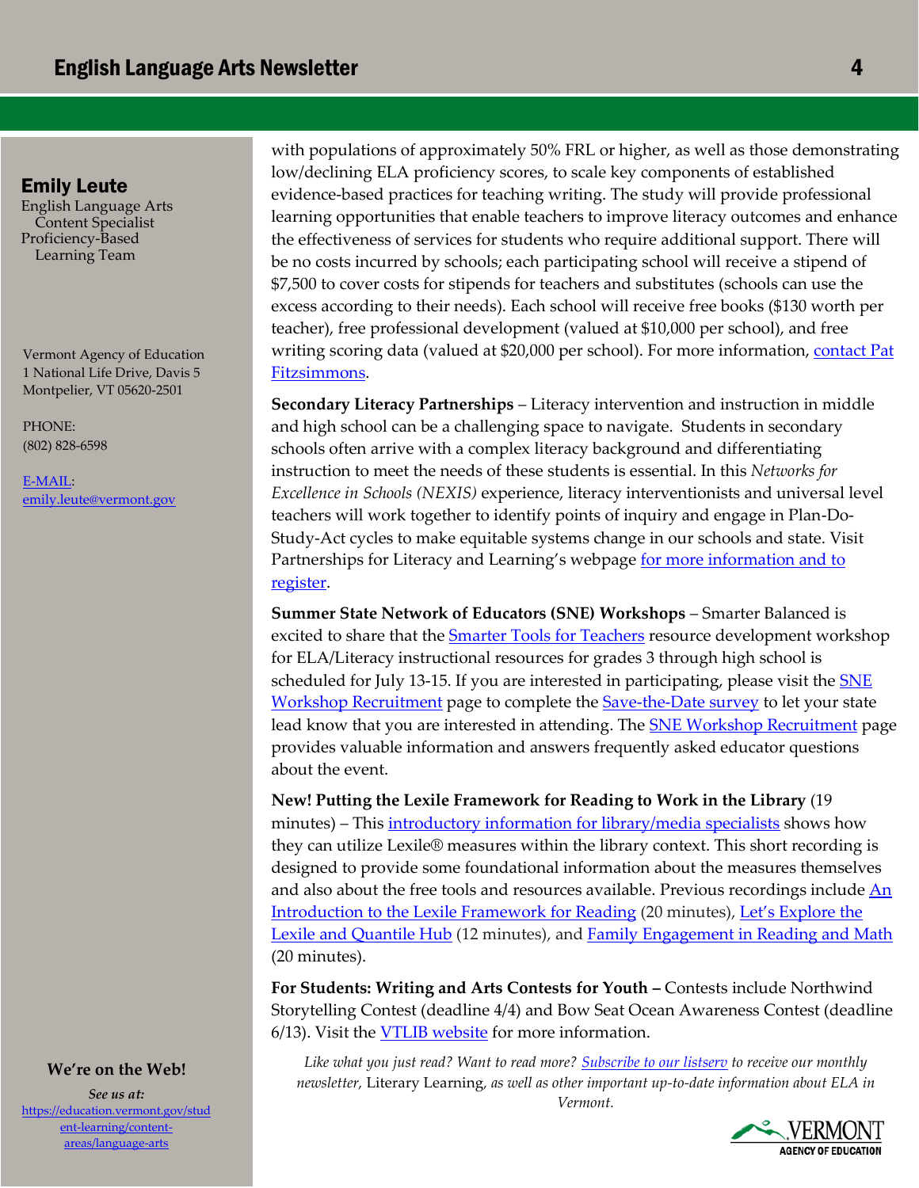**Emily Leute**
English Language Arts Content Specialist
Proficiency-Based Learning Team

Vermont Agency of Education
1 National Life Drive, Davis 5
Montpelier, VT 05620-2501

PHONE:
(802) 828-6598

E-MAIL:
emily.leute@vermont.gov

with populations of approximately 50% FRL or higher, as well as those demonstrating low/declining ELA proficiency scores, to scale key components of established evidence-based practices for teaching writing. The study will provide professional learning opportunities that enable teachers to improve literacy outcomes and enhance the effectiveness of services for students who require additional support. There will be no costs incurred by schools; each participating school will receive a stipend of $7,500 to cover costs for stipends for teachers and substitutes (schools can use the excess according to their needs). Each school will receive free books ($130 worth per teacher), free professional development (valued at $10,000 per school), and free writing scoring data (valued at $20,000 per school). For more information, contact Pat Fitzsimmons.

**Secondary Literacy Partnerships** – Literacy intervention and instruction in middle and high school can be a challenging space to navigate. Students in secondary schools often arrive with a complex literacy background and differentiating instruction to meet the needs of these students is essential. In this *Networks for Excellence in Schools (NEXIS)* experience, literacy interventionists and universal level teachers will work together to identify points of inquiry and engage in Plan-Do-Study-Act cycles to make equitable systems change in our schools and state. Visit Partnerships for Literacy and Learning's webpage for more information and to register.

**Summer State Network of Educators (SNE) Workshops** – Smarter Balanced is excited to share that the Smarter Tools for Teachers resource development workshop for ELA/Literacy instructional resources for grades 3 through high school is scheduled for July 13-15. If you are interested in participating, please visit the SNE Workshop Recruitment page to complete the Save-the-Date survey to let your state lead know that you are interested in attending. The SNE Workshop Recruitment page provides valuable information and answers frequently asked educator questions about the event.

**New! Putting the Lexile Framework for Reading to Work in the Library** (19 minutes) – This introductory information for library/media specialists shows how they can utilize Lexile® measures within the library context. This short recording is designed to provide some foundational information about the measures themselves and also about the free tools and resources available. Previous recordings include An Introduction to the Lexile Framework for Reading (20 minutes), Let's Explore the Lexile and Quantile Hub (12 minutes), and Family Engagement in Reading and Math (20 minutes).

**For Students: Writing and Arts Contests for Youth –** Contests include Northwind Storytelling Contest (deadline 4/4) and Bow Seat Ocean Awareness Contest (deadline 6/13). Visit the VTLIB website for more information.

*Like what you just read? Want to read more? Subscribe to our listserv to receive our monthly newsletter,* Literary Learning, *as well as other important up-to-date information about ELA in Vermont.*

**We're on the Web!**

***See us at:***
https://education.vermont.gov/student-learning/content-areas/language-arts

VERMONT
AGENCY OF EDUCATION